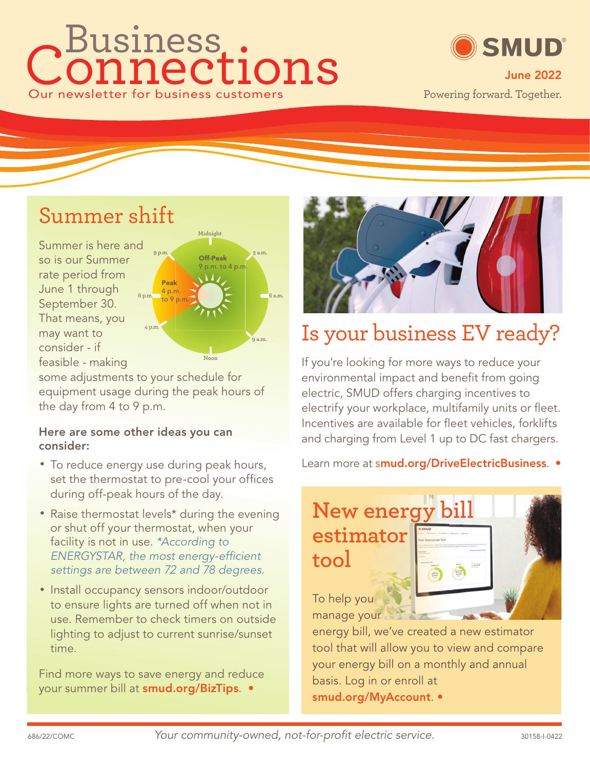# Business Connections

Our newsletter for business customers

SMUD®

June 2022

Powering forward. Together.

## Summer shift

Midnight

Off-Peak
9 p.m. to 4 p.m.

Peak
4 p.m. to 9 p.m.

Summer is here and so is our Summer rate period from June 1 through September 30. That means, you may want to consider - if feasible - making some adjustments to your schedule for equipment usage during the peak hours of the day from 4 to 9 p.m.

**Here are some other ideas you can consider:**

- To reduce energy use during peak hours, set the thermostat to pre-cool your offices during off-peak hours of the day.
- Raise thermostat levels* during the evening or shut off your thermostat, when your facility is not in use. *\*According to ENERGYSTAR, the most energy-efficient settings are between 72 and 78 degrees.*
- Install occupancy sensors indoor/outdoor to ensure lights are turned off when not in use. Remember to check timers on outside lighting to adjust to current sunrise/sunset time.

Find more ways to save energy and reduce your summer bill at **smud.org/BizTips**. •

## Is your business EV ready?

If you're looking for more ways to reduce your environmental impact and benefit from going electric, SMUD offers charging incentives to electrify your workplace, multifamily units or fleet. Incentives are available for fleet vehicles, forklifts and charging from Level 1 up to DC fast chargers.

Learn more at **smud.org/DriveElectricBusiness**. •

## New energy bill estimator tool

To help you manage your energy bill, we've created a new estimator tool that will allow you to view and compare your energy bill on a monthly and annual basis. Log in or enroll at **smud.org/MyAccount**. •

686/22/COMC

*Your community-owned, not-for-profit electric service.*

30158-I-0422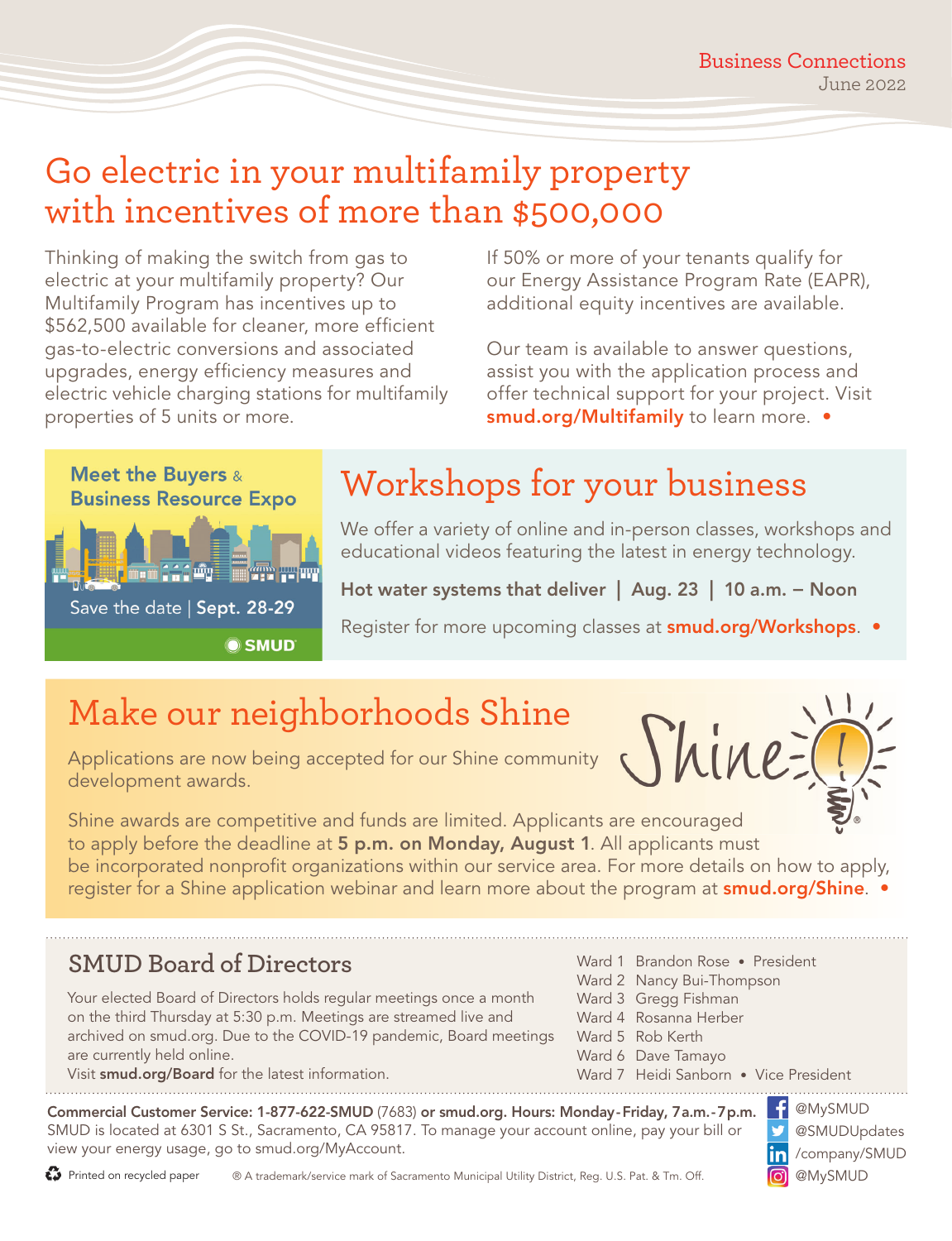# Go electric in your multifamily property with incentives of more than $500,000

Thinking of making the switch from gas to electric at your multifamily property? Our Multifamily Program has incentives up to $562,500 available for cleaner, more efficient gas-to-electric conversions and associated upgrades, energy efficiency measures and electric vehicle charging stations for multifamily properties of 5 units or more.

If 50% or more of your tenants qualify for our Energy Assistance Program Rate (EAPR), additional equity incentives are available.

Our team is available to answer questions, assist you with the application process and offer technical support for your project. Visit **smud.org/Multifamily** to learn more. •

**Meet the Buyers & Business Resource Expo**

Save the date | **Sept. 28-29**

SMUD

## Workshops for your business

We offer a variety of online and in-person classes, workshops and educational videos featuring the latest in energy technology.

**Hot water systems that deliver | Aug. 23 | 10 a.m. – Noon**

Register for more upcoming classes at **smud.org/Workshops**. •

## Make our neighborhoods Shine

Applications are now being accepted for our Shine community development awards.

Shine awards are competitive and funds are limited. Applicants are encouraged to apply before the deadline at **5 p.m. on Monday, August 1**. All applicants must be incorporated nonprofit organizations within our service area. For more details on how to apply, register for a Shine application webinar and learn more about the program at **smud.org/Shine**. •

## SMUD Board of Directors

Your elected Board of Directors holds regular meetings once a month on the third Thursday at 5:30 p.m. Meetings are streamed live and archived on smud.org. Due to the COVID-19 pandemic, Board meetings are currently held online.

Visit **smud.org/Board** for the latest information.

- Ward 1 Brandon Rose • President
- Ward 2 Nancy Bui-Thompson
- Ward 3 Gregg Fishman
- Ward 4 Rosanna Herber
- Ward 5 Rob Kerth
- Ward 6 Dave Tamayo
- Ward 7 Heidi Sanborn • Vice President

**Commercial Customer Service: 1-877-622-SMUD** (7683) **or smud.org. Hours: Monday-Friday, 7a.m.-7p.m.** SMUD is located at 6301 S St., Sacramento, CA 95817. To manage your account online, pay your bill or view your energy usage, go to smud.org/MyAccount.

@MySMUD
@SMUDUpdates
/company/SMUD
@MySMUD

Printed on recycled paper

® A trademark/service mark of Sacramento Municipal Utility District, Reg. U.S. Pat. & Tm. Off.